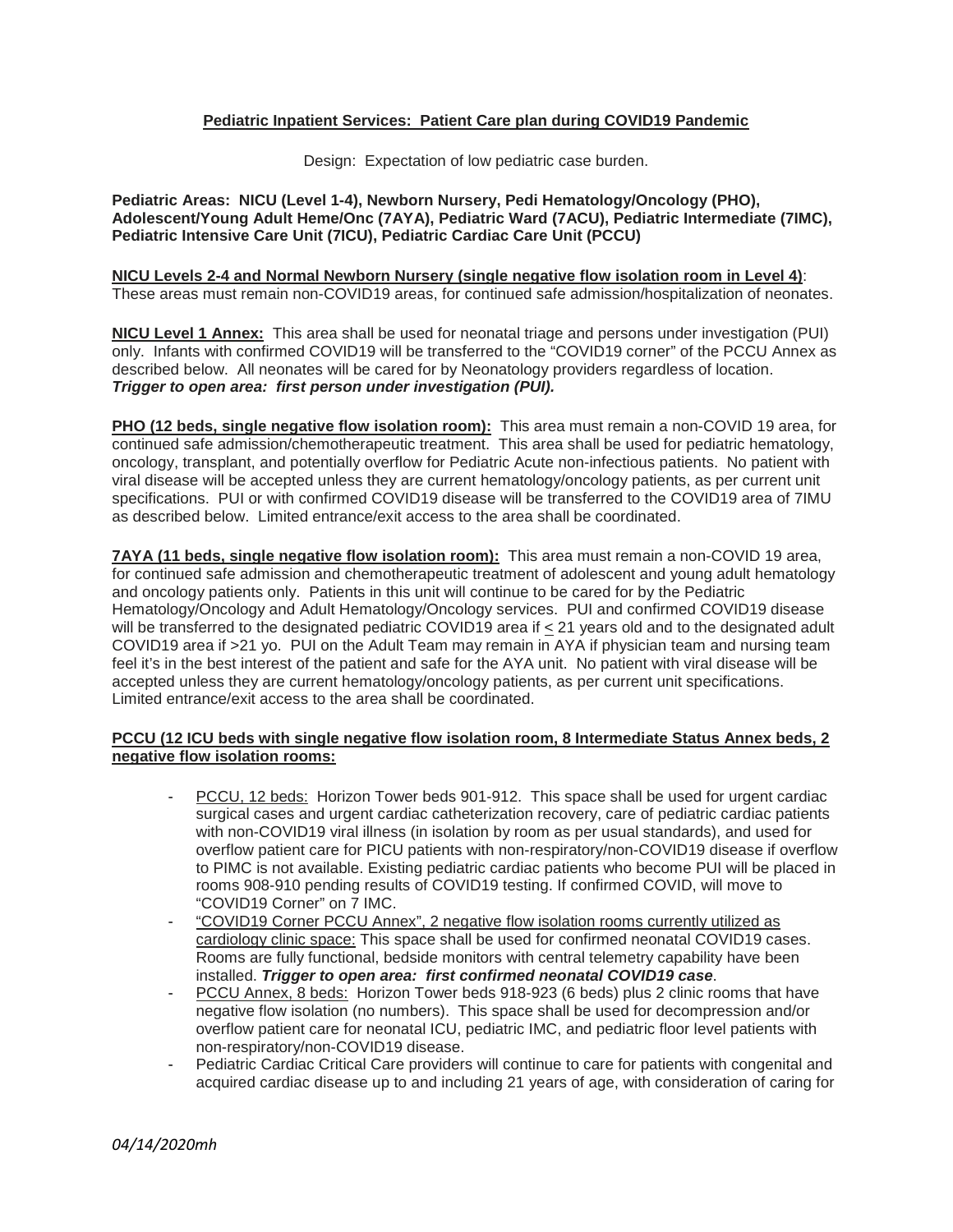**Pediatric Inpatient Services: Patient Care plan during COVID19 Pandemic**

Design: Expectation of low pediatric case burden.

**Pediatric Areas: NICU (Level 1-4), Newborn Nursery, Pedi Hematology/Oncology (PHO), Adolescent/Young Adult Heme/Onc (7AYA), Pediatric Ward (7ACU), Pediatric Intermediate (7IMC), Pediatric Intensive Care Unit (7ICU), Pediatric Cardiac Care Unit (PCCU)**

**NICU Levels 2-4 and Normal Newborn Nursery (single negative flow isolation room in Level 4)**: These areas must remain non-COVID19 areas, for continued safe admission/hospitalization of neonates.

**NICU Level 1 Annex:** This area shall be used for neonatal triage and persons under investigation (PUI) only. Infants with confirmed COVID19 will be transferred to the "COVID19 corner" of the PCCU Annex as described below. All neonates will be cared for by Neonatology providers regardless of location. ***Trigger to open area: first person under investigation (PUI).***

**PHO (12 beds, single negative flow isolation room):** This area must remain a non-COVID 19 area, for continued safe admission/chemotherapeutic treatment. This area shall be used for pediatric hematology, oncology, transplant, and potentially overflow for Pediatric Acute non-infectious patients. No patient with viral disease will be accepted unless they are current hematology/oncology patients, as per current unit specifications. PUI or with confirmed COVID19 disease will be transferred to the COVID19 area of 7IMU as described below. Limited entrance/exit access to the area shall be coordinated.

**7AYA (11 beds, single negative flow isolation room):** This area must remain a non-COVID 19 area, for continued safe admission and chemotherapeutic treatment of adolescent and young adult hematology and oncology patients only. Patients in this unit will continue to be cared for by the Pediatric Hematology/Oncology and Adult Hematology/Oncology services. PUI and confirmed COVID19 disease will be transferred to the designated pediatric COVID19 area if ≤ 21 years old and to the designated adult COVID19 area if >21 yo. PUI on the Adult Team may remain in AYA if physician team and nursing team feel it's in the best interest of the patient and safe for the AYA unit. No patient with viral disease will be accepted unless they are current hematology/oncology patients, as per current unit specifications. Limited entrance/exit access to the area shall be coordinated.

**PCCU (12 ICU beds with single negative flow isolation room, 8 Intermediate Status Annex beds, 2 negative flow isolation rooms:**

- PCCU, 12 beds: Horizon Tower beds 901-912. This space shall be used for urgent cardiac surgical cases and urgent cardiac catheterization recovery, care of pediatric cardiac patients with non-COVID19 viral illness (in isolation by room as per usual standards), and used for overflow patient care for PICU patients with non-respiratory/non-COVID19 disease if overflow to PIMC is not available. Existing pediatric cardiac patients who become PUI will be placed in rooms 908-910 pending results of COVID19 testing. If confirmed COVID, will move to "COVID19 Corner" on 7 IMC.
- "COVID19 Corner PCCU Annex", 2 negative flow isolation rooms currently utilized as cardiology clinic space: This space shall be used for confirmed neonatal COVID19 cases. Rooms are fully functional, bedside monitors with central telemetry capability have been installed. ***Trigger to open area: first confirmed neonatal COVID19 case***.
- PCCU Annex, 8 beds: Horizon Tower beds 918-923 (6 beds) plus 2 clinic rooms that have negative flow isolation (no numbers). This space shall be used for decompression and/or overflow patient care for neonatal ICU, pediatric IMC, and pediatric floor level patients with non-respiratory/non-COVID19 disease.
- Pediatric Cardiac Critical Care providers will continue to care for patients with congenital and acquired cardiac disease up to and including 21 years of age, with consideration of caring for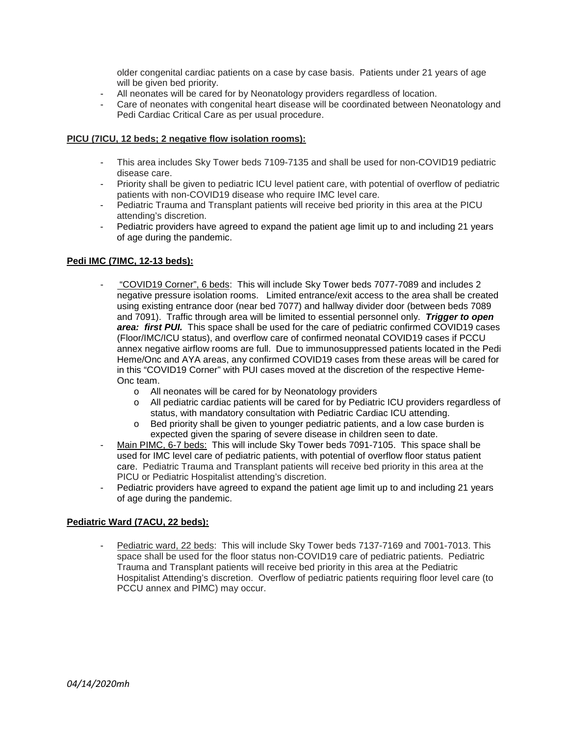older congenital cardiac patients on a case by case basis. Patients under 21 years of age will be given bed priority.

- All neonates will be cared for by Neonatology providers regardless of location.
- Care of neonates with congenital heart disease will be coordinated between Neonatology and Pedi Cardiac Critical Care as per usual procedure.

**PICU (7ICU, 12 beds; 2 negative flow isolation rooms):**

- This area includes Sky Tower beds 7109-7135 and shall be used for non-COVID19 pediatric disease care.
- Priority shall be given to pediatric ICU level patient care, with potential of overflow of pediatric patients with non-COVID19 disease who require IMC level care.
- Pediatric Trauma and Transplant patients will receive bed priority in this area at the PICU attending's discretion.
- Pediatric providers have agreed to expand the patient age limit up to and including 21 years of age during the pandemic.

**Pedi IMC (7IMC, 12-13 beds):**

- "COVID19 Corner", 6 beds: This will include Sky Tower beds 7077-7089 and includes 2 negative pressure isolation rooms. Limited entrance/exit access to the area shall be created using existing entrance door (near bed 7077) and hallway divider door (between beds 7089 and 7091). Traffic through area will be limited to essential personnel only. ***Trigger to open area: first PUI.*** This space shall be used for the care of pediatric confirmed COVID19 cases (Floor/IMC/ICU status), and overflow care of confirmed neonatal COVID19 cases if PCCU annex negative airflow rooms are full. Due to immunosuppressed patients located in the Pedi Heme/Onc and AYA areas, any confirmed COVID19 cases from these areas will be cared for in this "COVID19 Corner" with PUI cases moved at the discretion of the respective Heme-Onc team.
  - All neonates will be cared for by Neonatology providers
  - All pediatric cardiac patients will be cared for by Pediatric ICU providers regardless of status, with mandatory consultation with Pediatric Cardiac ICU attending.
  - Bed priority shall be given to younger pediatric patients, and a low case burden is expected given the sparing of severe disease in children seen to date.
- Main PIMC, 6-7 beds: This will include Sky Tower beds 7091-7105. This space shall be used for IMC level care of pediatric patients, with potential of overflow floor status patient care. Pediatric Trauma and Transplant patients will receive bed priority in this area at the PICU or Pediatric Hospitalist attending's discretion.
- Pediatric providers have agreed to expand the patient age limit up to and including 21 years of age during the pandemic.

**Pediatric Ward (7ACU, 22 beds):**

- Pediatric ward, 22 beds: This will include Sky Tower beds 7137-7169 and 7001-7013. This space shall be used for the floor status non-COVID19 care of pediatric patients. Pediatric Trauma and Transplant patients will receive bed priority in this area at the Pediatric Hospitalist Attending's discretion. Overflow of pediatric patients requiring floor level care (to PCCU annex and PIMC) may occur.

*04/14/2020mh*